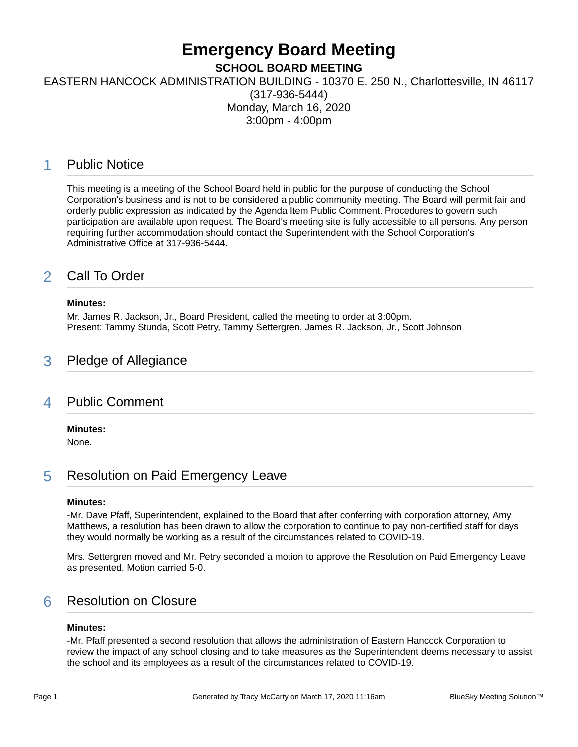# Emergency Board Meeting

**SCHOOL BOARD MEETING**

EASTERN HANCOCK ADMINISTRATION BUILDING - 10370 E. 250 N., Charlottesville, IN 46117
(317-936-5444)
Monday, March 16, 2020
3:00pm - 4:00pm

## 1 Public Notice

This meeting is a meeting of the School Board held in public for the purpose of conducting the School Corporation's business and is not to be considered a public community meeting. The Board will permit fair and orderly public expression as indicated by the Agenda Item Public Comment. Procedures to govern such participation are available upon request. The Board's meeting site is fully accessible to all persons. Any person requiring further accommodation should contact the Superintendent with the School Corporation's Administrative Office at 317-936-5444.

## 2 Call To Order

**Minutes:**

Mr. James R. Jackson, Jr., Board President, called the meeting to order at 3:00pm.
Present: Tammy Stunda, Scott Petry, Tammy Settergren, James R. Jackson, Jr., Scott Johnson

## 3 Pledge of Allegiance

## 4 Public Comment

**Minutes:**

None.

## 5 Resolution on Paid Emergency Leave

**Minutes:**

-Mr. Dave Pfaff, Superintendent, explained to the Board that after conferring with corporation attorney, Amy Matthews, a resolution has been drawn to allow the corporation to continue to pay non-certified staff for days they would normally be working as a result of the circumstances related to COVID-19.

Mrs. Settergren moved and Mr. Petry seconded a motion to approve the Resolution on Paid Emergency Leave as presented. Motion carried 5-0.

## 6 Resolution on Closure

**Minutes:**

-Mr. Pfaff presented a second resolution that allows the administration of Eastern Hancock Corporation to review the impact of any school closing and to take measures as the Superintendent deems necessary to assist the school and its employees as a result of the circumstances related to COVID-19.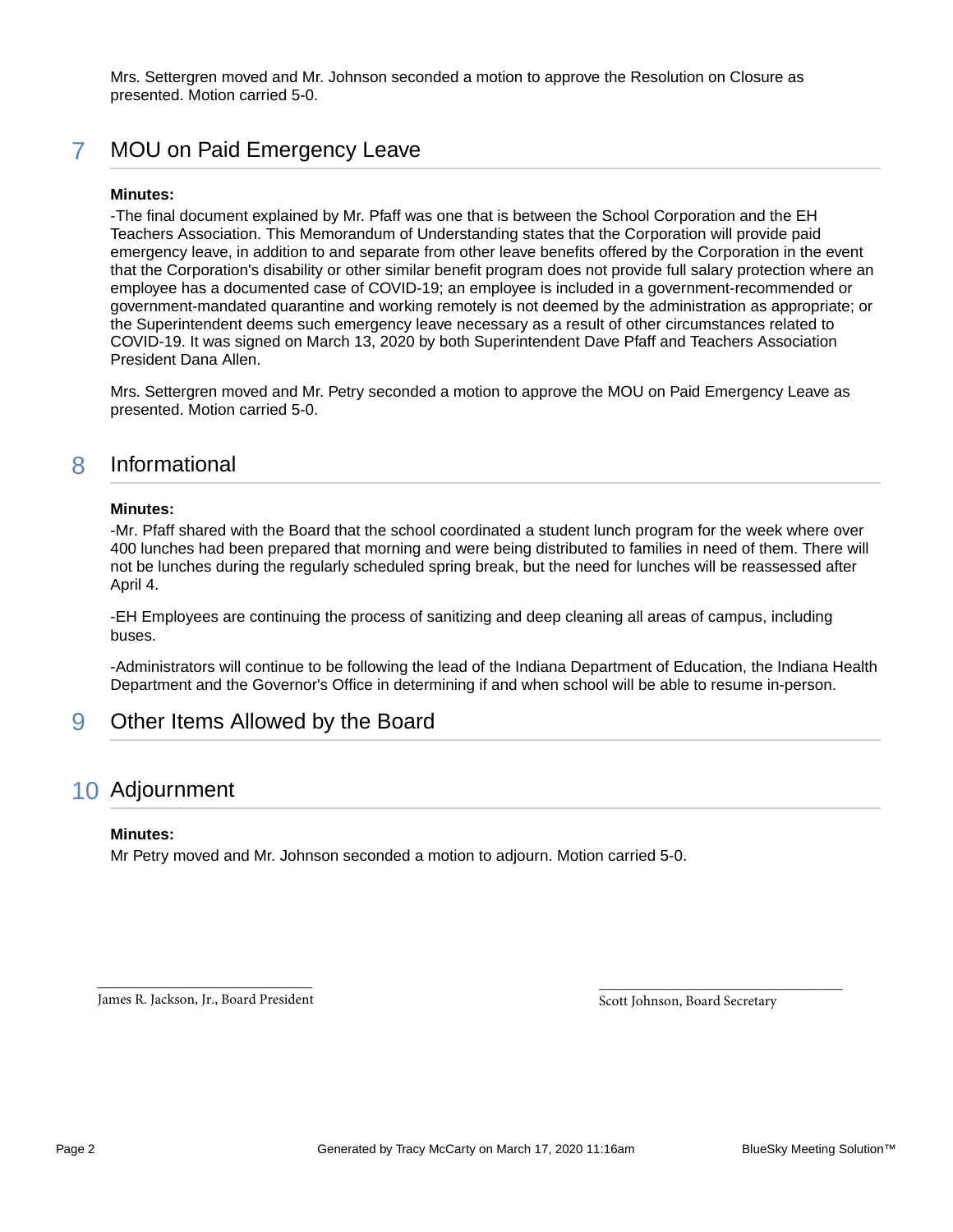Mrs. Settergren moved and Mr. Johnson seconded a motion to approve the Resolution on Closure as presented. Motion carried 5-0.

## 7 MOU on Paid Emergency Leave

**Minutes:**

-The final document explained by Mr. Pfaff was one that is between the School Corporation and the EH Teachers Association. This Memorandum of Understanding states that the Corporation will provide paid emergency leave, in addition to and separate from other leave benefits offered by the Corporation in the event that the Corporation's disability or other similar benefit program does not provide full salary protection where an employee has a documented case of COVID-19; an employee is included in a government-recommended or government-mandated quarantine and working remotely is not deemed by the administration as appropriate; or the Superintendent deems such emergency leave necessary as a result of other circumstances related to COVID-19. It was signed on March 13, 2020 by both Superintendent Dave Pfaff and Teachers Association President Dana Allen.

Mrs. Settergren moved and Mr. Petry seconded a motion to approve the MOU on Paid Emergency Leave as presented. Motion carried 5-0.

## 8 Informational

**Minutes:**

-Mr. Pfaff shared with the Board that the school coordinated a student lunch program for the week where over 400 lunches had been prepared that morning and were being distributed to families in need of them. There will not be lunches during the regularly scheduled spring break, but the need for lunches will be reassessed after April 4.

-EH Employees are continuing the process of sanitizing and deep cleaning all areas of campus, including buses.

-Administrators will continue to be following the lead of the Indiana Department of Education, the Indiana Health Department and the Governor's Office in determining if and when school will be able to resume in-person.

## 9 Other Items Allowed by the Board

## 10 Adjournment

**Minutes:**

Mr Petry moved and Mr. Johnson seconded a motion to adjourn. Motion carried 5-0.

\_\_\_\_\_\_\_\_\_\_\_\_\_\_\_\_\_\_\_\_\_\_\_\_\_\_\_\_
James R. Jackson, Jr., Board President

\_\_\_\_\_\_\_\_\_\_\_\_\_\_\_\_\_\_\_\_\_\_\_\_\_\_\_\_
Scott Johnson, Board Secretary

Generated by Tracy McCarty on March 17, 2020 11:16am